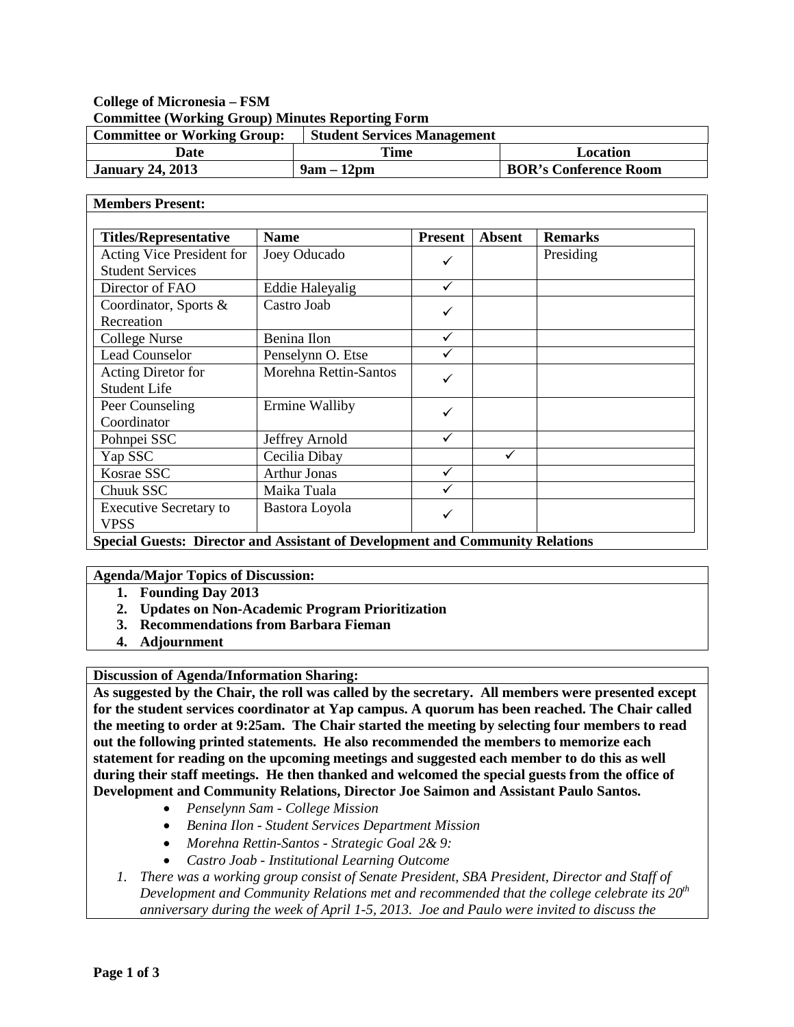**College of Micronesia – FSM**
**Committee (Working Group) Minutes Reporting Form**

| **Committee or Working Group:** | **Student Services Management** | |
|---|---|---|
| **Date** | **Time** | **Location** |
| **January 24, 2013** | **9am – 12pm** | **BOR's Conference Room** |

**Members Present:**

| Titles/Representative | Name | Present | Absent | Remarks |
|---|---|---|---|---|
| Acting Vice President for Student Services | Joey Oducado | ✓ | | Presiding |
| Director of FAO | Eddie Haleyalig | ✓ | | |
| Coordinator, Sports & Recreation | Castro Joab | ✓ | | |
| College Nurse | Benina Ilon | ✓ | | |
| Lead Counselor | Penselynn O. Etse | ✓ | | |
| Acting Diretor for Student Life | Morehna Rettin-Santos | ✓ | | |
| Peer Counseling Coordinator | Ermine Walliby | ✓ | | |
| Pohnpei SSC | Jeffrey Arnold | ✓ | | |
| Yap SSC | Cecilia Dibay | | ✓ | |
| Kosrae SSC | Arthur Jonas | ✓ | | |
| Chuuk SSC | Maika Tuala | ✓ | | |
| Executive Secretary to VPSS | Bastora Loyola | ✓ | | |

**Special Guests: Director and Assistant of Development and Community Relations**

**Agenda/Major Topics of Discussion:**

1. **Founding Day 2013**
2. **Updates on Non-Academic Program Prioritization**
3. **Recommendations from Barbara Fieman**
4. **Adjournment**

**Discussion of Agenda/Information Sharing:**

**As suggested by the Chair, the roll was called by the secretary. All members were presented except for the student services coordinator at Yap campus. A quorum has been reached. The Chair called the meeting to order at 9:25am. The Chair started the meeting by selecting four members to read out the following printed statements. He also recommended the members to memorize each statement for reading on the upcoming meetings and suggested each member to do this as well during their staff meetings. He then thanked and welcomed the special guests from the office of Development and Community Relations, Director Joe Saimon and Assistant Paulo Santos.**

- *Penselynn Sam - College Mission*
- *Benina Ilon - Student Services Department Mission*
- *Morehna Rettin-Santos - Strategic Goal 2& 9:*
- *Castro Joab - Institutional Learning Outcome*

1. *There was a working group consist of Senate President, SBA President, Director and Staff of Development and Community Relations met and recommended that the college celebrate its 20th anniversary during the week of April 1-5, 2013. Joe and Paulo were invited to discuss the*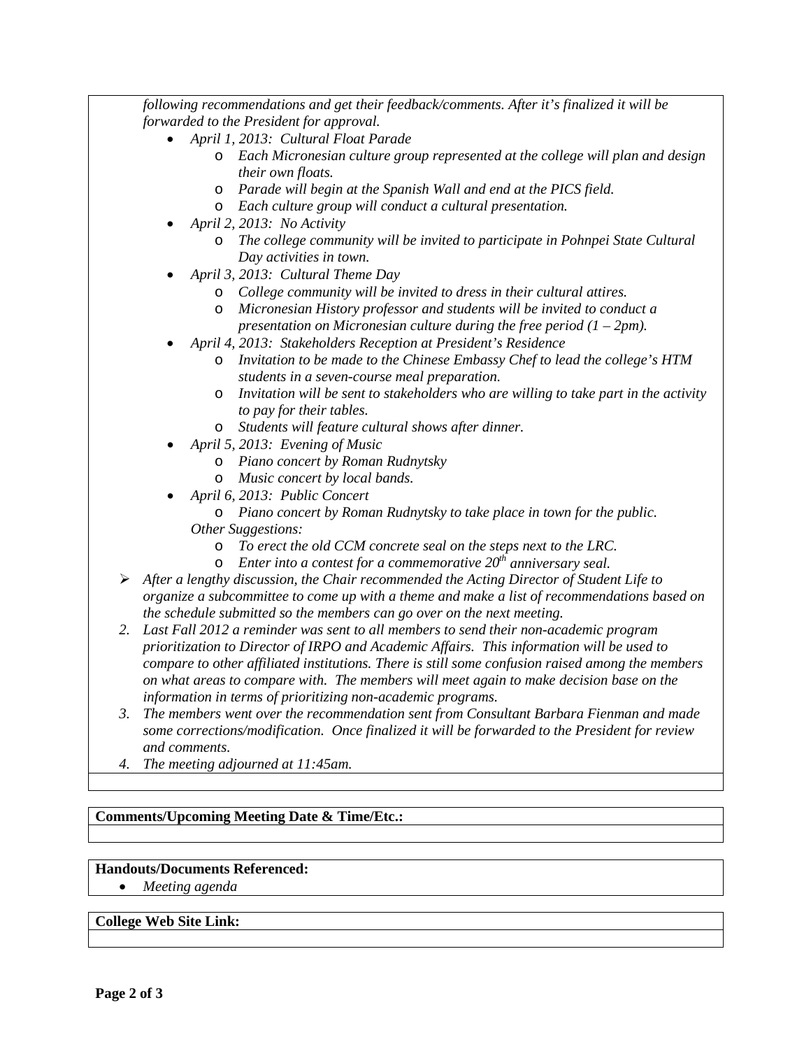*following recommendations and get their feedback/comments. After it's finalized it will be forwarded to the President for approval.*

- *April 1, 2013: Cultural Float Parade*
    - *Each Micronesian culture group represented at the college will plan and design their own floats.*
    - *Parade will begin at the Spanish Wall and end at the PICS field.*
    - *Each culture group will conduct a cultural presentation.*
- *April 2, 2013: No Activity*
    - *The college community will be invited to participate in Pohnpei State Cultural Day activities in town.*
- *April 3, 2013: Cultural Theme Day*
    - *College community will be invited to dress in their cultural attires.*
    - *Micronesian History professor and students will be invited to conduct a presentation on Micronesian culture during the free period (1 – 2pm).*
- *April 4, 2013: Stakeholders Reception at President's Residence*
    - *Invitation to be made to the Chinese Embassy Chef to lead the college's HTM students in a seven-course meal preparation.*
    - *Invitation will be sent to stakeholders who are willing to take part in the activity to pay for their tables.*
    - *Students will feature cultural shows after dinner.*
- *April 5, 2013: Evening of Music*
    - *Piano concert by Roman Rudnytsky*
    - *Music concert by local bands.*
- *April 6, 2013: Public Concert*
    - *Piano concert by Roman Rudnytsky to take place in town for the public.*

  *Other Suggestions:*
    - *To erect the old CCM concrete seal on the steps next to the LRC.*
    - *Enter into a contest for a commemorative 20th anniversary seal.*

- *After a lengthy discussion, the Chair recommended the Acting Director of Student Life to organize a subcommittee to come up with a theme and make a list of recommendations based on the schedule submitted so the members can go over on the next meeting.*

2. *Last Fall 2012 a reminder was sent to all members to send their non-academic program prioritization to Director of IRPO and Academic Affairs. This information will be used to compare to other affiliated institutions. There is still some confusion raised among the members on what areas to compare with. The members will meet again to make decision base on the information in terms of prioritizing non-academic programs.*
3. *The members went over the recommendation sent from Consultant Barbara Fienman and made some corrections/modification. Once finalized it will be forwarded to the President for review and comments.*
4. *The meeting adjourned at 11:45am.*

**Comments/Upcoming Meeting Date & Time/Etc.:**

**Handouts/Documents Referenced:**

- *Meeting agenda*

**College Web Site Link:**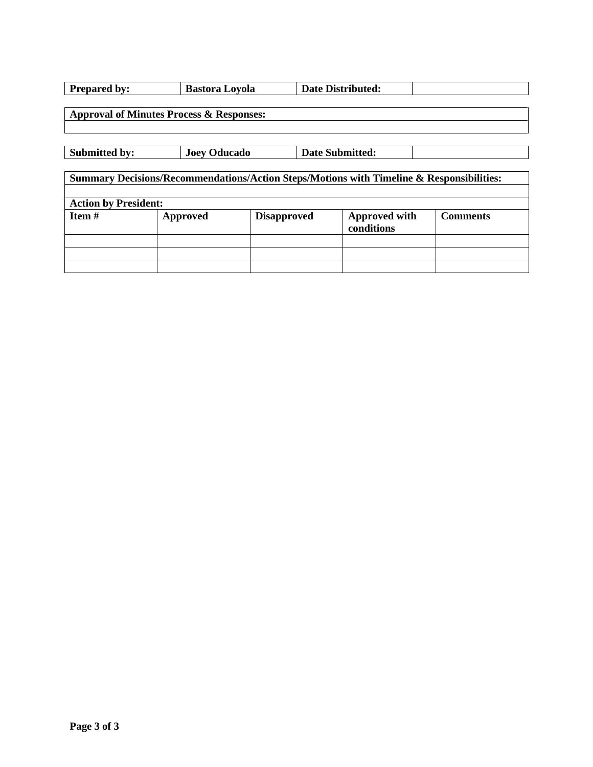| Prepared by: | Bastora Loyola | Date Distributed: | |
|---|---|---|---|

| Approval of Minutes Process & Responses: |
|---|
| |

| Submitted by: | Joey Oducado | Date Submitted: | |
|---|---|---|---|

| Summary Decisions/Recommendations/Action Steps/Motions with Timeline & Responsibilities: | | | | |
|---|---|---|---|---|
| | | | | |
| **Action by President:** | | | | |
| **Item #** | **Approved** | **Disapproved** | **Approved with conditions** | **Comments** |
| | | | | |
| | | | | |
| | | | | |